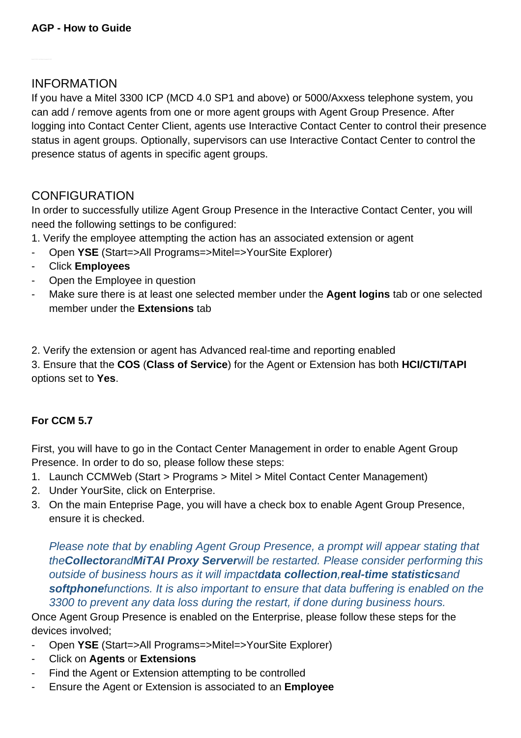**AGP - How to Guide**

## INFORMATION

If you have a Mitel 3300 ICP (MCD 4.0 SP1 and above) or 5000/Axxess telephone system, you can add / remove agents from one or more agent groups with Agent Group Presence. After logging into Contact Center Client, agents use Interactive Contact Center to control their presence status in agent groups. Optionally, supervisors can use Interactive Contact Center to control the presence status of agents in specific agent groups.

## CONFIGURATION

In order to successfully utilize Agent Group Presence in the Interactive Contact Center, you will need the following settings to be configured:

1. Verify the employee attempting the action has an associated extension or agent

- Open **YSE** (Start=>All Programs=>Mitel=>YourSite Explorer)
- Click **Employees**
- Open the Employee in question
- Make sure there is at least one selected member under the **Agent logins** tab or one selected member under the **Extensions** tab

2. Verify the extension or agent has Advanced real-time and reporting enabled
3. Ensure that the **COS** (**Class of Service**) for the Agent or Extension has both **HCI/CTI/TAPI** options set to **Yes**.

**For CCM 5.7**

First, you will have to go in the Contact Center Management in order to enable Agent Group Presence. In order to do so, please follow these steps:

1. Launch CCMWeb (Start > Programs > Mitel > Mitel Contact Center Management)
2. Under YourSite, click on Enterprise.
3. On the main Enteprise Page, you will have a check box to enable Agent Group Presence, ensure it is checked.

*Please note that by enabling Agent Group Presence, a prompt will appear stating that the **Collector** and **MiTAI Proxy Server** will be restarted. Please consider performing this outside of business hours as it will impact **data collection**, **real-time statistics** and **softphone** functions. It is also important to ensure that data buffering is enabled on the 3300 to prevent any data loss during the restart, if done during business hours.*

Once Agent Group Presence is enabled on the Enterprise, please follow these steps for the devices involved;

- Open **YSE** (Start=>All Programs=>Mitel=>YourSite Explorer)
- Click on **Agents** or **Extensions**
- Find the Agent or Extension attempting to be controlled
- Ensure the Agent or Extension is associated to an **Employee**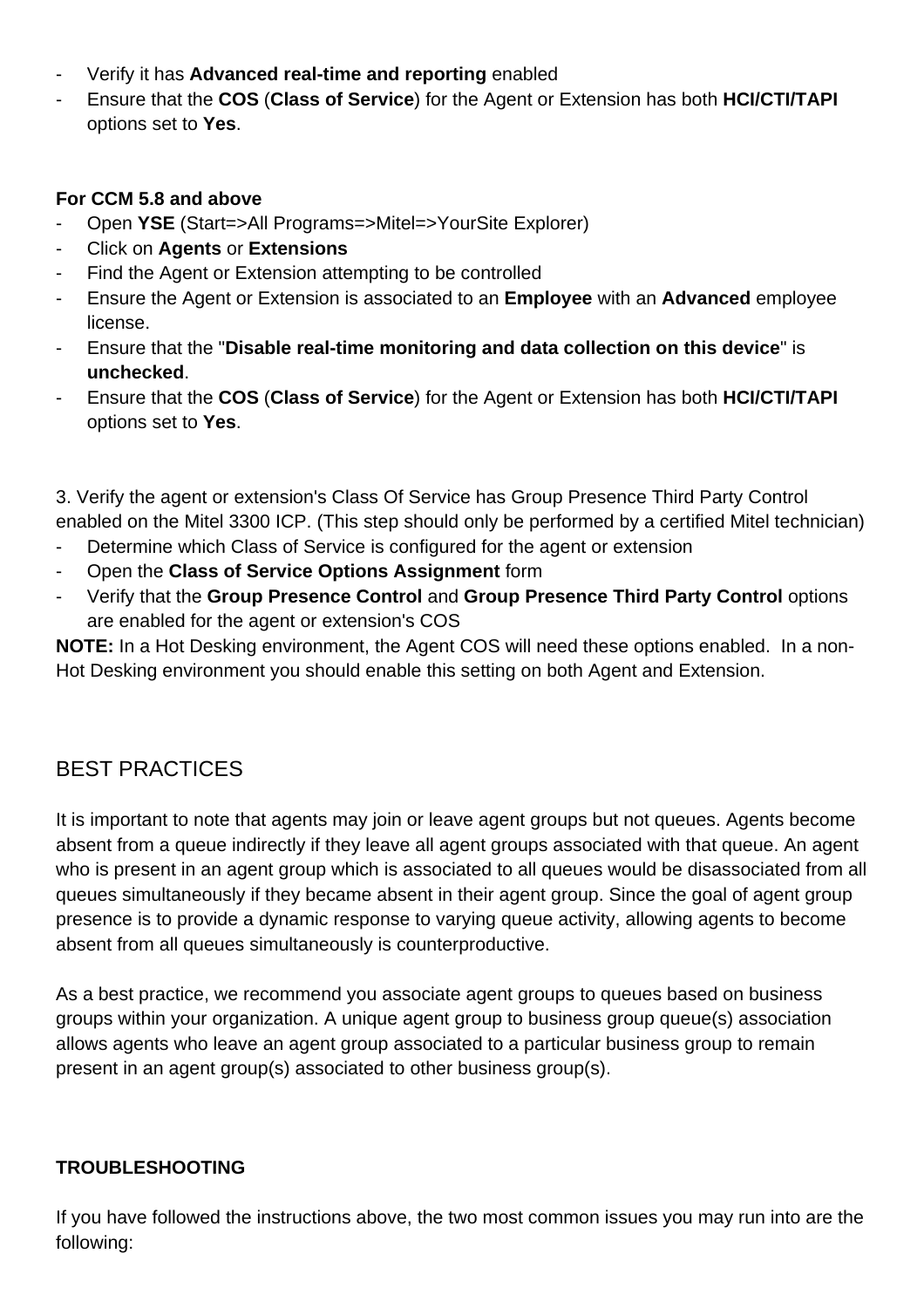- Verify it has **Advanced real-time and reporting** enabled
- Ensure that the **COS** (**Class of Service**) for the Agent or Extension has both **HCI/CTI/TAPI** options set to **Yes**.

**For CCM 5.8 and above**

- Open **YSE** (Start=>All Programs=>Mitel=>YourSite Explorer)
- Click on **Agents** or **Extensions**
- Find the Agent or Extension attempting to be controlled
- Ensure the Agent or Extension is associated to an **Employee** with an **Advanced** employee license.
- Ensure that the "**Disable real-time monitoring and data collection on this device**" is **unchecked**.
- Ensure that the **COS** (**Class of Service**) for the Agent or Extension has both **HCI/CTI/TAPI** options set to **Yes**.

3. Verify the agent or extension's Class Of Service has Group Presence Third Party Control enabled on the Mitel 3300 ICP. (This step should only be performed by a certified Mitel technician)

- Determine which Class of Service is configured for the agent or extension
- Open the **Class of Service Options Assignment** form
- Verify that the **Group Presence Control** and **Group Presence Third Party Control** options are enabled for the agent or extension's COS

**NOTE:** In a Hot Desking environment, the Agent COS will need these options enabled. In a non-Hot Desking environment you should enable this setting on both Agent and Extension.

## BEST PRACTICES

It is important to note that agents may join or leave agent groups but not queues. Agents become absent from a queue indirectly if they leave all agent groups associated with that queue. An agent who is present in an agent group which is associated to all queues would be disassociated from all queues simultaneously if they became absent in their agent group. Since the goal of agent group presence is to provide a dynamic response to varying queue activity, allowing agents to become absent from all queues simultaneously is counterproductive.

As a best practice, we recommend you associate agent groups to queues based on business groups within your organization. A unique agent group to business group queue(s) association allows agents who leave an agent group associated to a particular business group to remain present in an agent group(s) associated to other business group(s).

**TROUBLESHOOTING**

If you have followed the instructions above, the two most common issues you may run into are the following: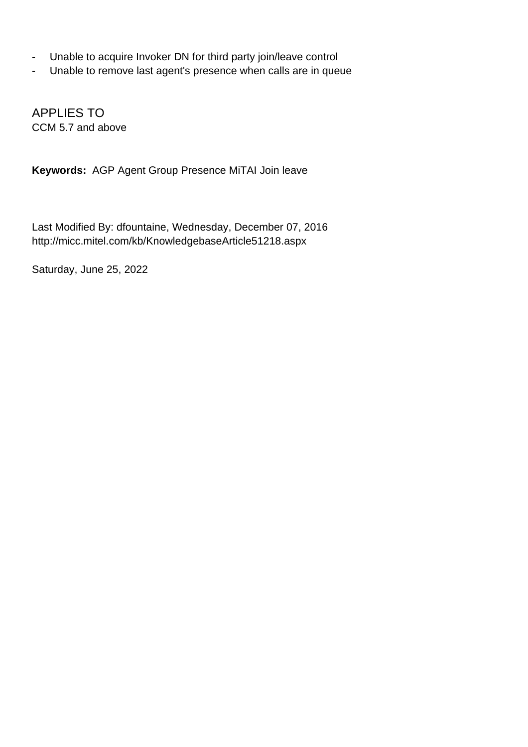- Unable to acquire Invoker DN for third party join/leave control
- Unable to remove last agent's presence when calls are in queue

## APPLIES TO

CCM 5.7 and above

**Keywords:** AGP Agent Group Presence MiTAI Join leave

Last Modified By: dfountaine, Wednesday, December 07, 2016
http://micc.mitel.com/kb/KnowledgebaseArticle51218.aspx

Saturday, June 25, 2022